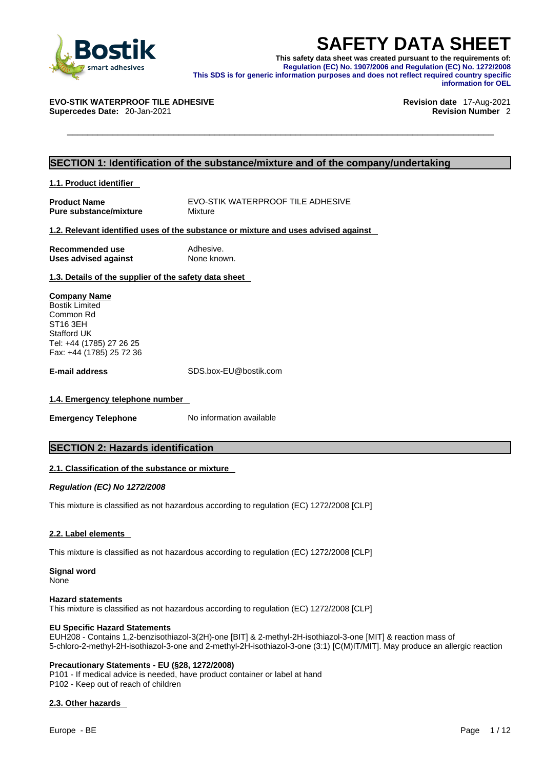# SAFETY DATA SHEET

**This safety data sheet was created pursuant to the requirements of:**
**Regulation (EC) No. 1907/2006 and Regulation (EC) No. 1272/2008**
**This SDS is for generic information purposes and does not reflect required country specific information for OEL**

**EVO-STIK WATERPROOF TILE ADHESIVE** **Revision date** 17-Aug-2021
**Supercedes Date:** 20-Jan-2021 **Revision Number** 2

## SECTION 1: Identification of the substance/mixture and of the company/undertaking

### 1.1. Product identifier

| | |
|---|---|
| **Product Name** | EVO-STIK WATERPROOF TILE ADHESIVE |
| **Pure substance/mixture** | Mixture |

### 1.2. Relevant identified uses of the substance or mixture and uses advised against

| | |
|---|---|
| **Recommended use** | Adhesive. |
| **Uses advised against** | None known. |

### 1.3. Details of the supplier of the safety data sheet

**Company Name**
Bostik Limited
Common Rd
ST16 3EH
Stafford UK
Tel: +44 (1785) 27 26 25
Fax: +44 (1785) 25 72 36

**E-mail address** SDS.box-EU@bostik.com

### 1.4. Emergency telephone number

**Emergency Telephone** No information available

## SECTION 2: Hazards identification

### 2.1. Classification of the substance or mixture

***Regulation (EC) No 1272/2008***

This mixture is classified as not hazardous according to regulation (EC) 1272/2008 [CLP]

### 2.2. Label elements

This mixture is classified as not hazardous according to regulation (EC) 1272/2008 [CLP]

**Signal word**
None

**Hazard statements**
This mixture is classified as not hazardous according to regulation (EC) 1272/2008 [CLP]

**EU Specific Hazard Statements**
EUH208 - Contains 1,2-benzisothiazol-3(2H)-one [BIT] & 2-methyl-2H-isothiazol-3-one [MIT] & reaction mass of 5-chloro-2-methyl-2H-isothiazol-3-one and 2-methyl-2H-isothiazol-3-one (3:1) [C(M)IT/MIT]. May produce an allergic reaction

**Precautionary Statements - EU (§28, 1272/2008)**
P101 - If medical advice is needed, have product container or label at hand
P102 - Keep out of reach of children

### 2.3. Other hazards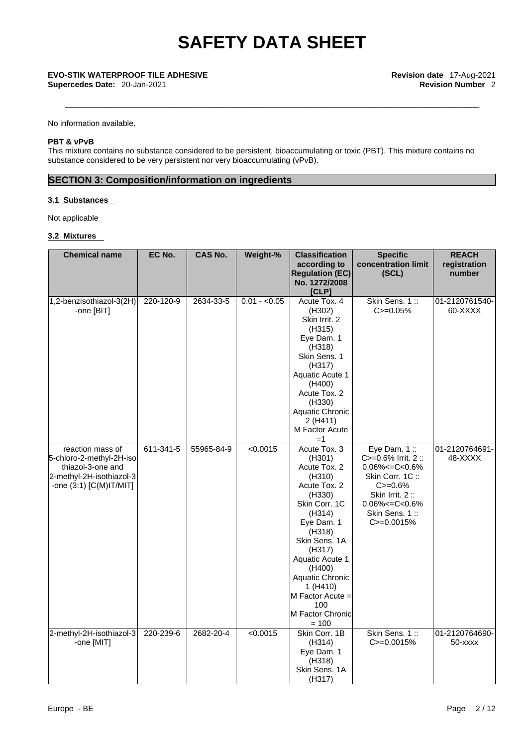No information available.

**PBT & vPvB**

This mixture contains no substance considered to be persistent, bioaccumulating or toxic (PBT). This mixture contains no substance considered to be very persistent nor very bioaccumulating (vPvB).

## SECTION 3: Composition/information on ingredients

### 3.1 Substances

Not applicable

### 3.2 Mixtures

| Chemical name | EC No. | CAS No. | Weight-% | Classification according to Regulation (EC) No. 1272/2008 [CLP] | Specific concentration limit (SCL) | REACH registration number |
|---|---|---|---|---|---|---|
| 1,2-benzisothiazol-3(2H)-one [BIT] | 220-120-9 | 2634-33-5 | 0.01 - <0.05 | Acute Tox. 4 (H302) Skin Irrit. 2 (H315) Eye Dam. 1 (H318) Skin Sens. 1 (H317) Aquatic Acute 1 (H400) Acute Tox. 2 (H330) Aquatic Chronic 2 (H411) M Factor Acute =1 | Skin Sens. 1 :: C>=0.05% | 01-2120761540-60-XXXX |
| reaction mass of 5-chloro-2-methyl-2H-isothiazol-3-one and 2-methyl-2H-isothiazol-3-one (3:1) [C(M)IT/MIT] | 611-341-5 | 55965-84-9 | <0.0015 | Acute Tox. 3 (H301) Acute Tox. 2 (H310) Acute Tox. 2 (H330) Skin Corr. 1C (H314) Eye Dam. 1 (H318) Skin Sens. 1A (H317) Aquatic Acute 1 (H400) Aquatic Chronic 1 (H410) M Factor Acute = 100 M Factor Chronic = 100 | Eye Dam. 1 :: C>=0.6% Irrit. 2 :: 0.06%<=C<0.6% Skin Corr. 1C :: C>=0.6% Skin Irrit. 2 :: 0.06%<=C<0.6% Skin Sens. 1 :: C>=0.0015% | 01-2120764691-48-XXXX |
| 2-methyl-2H-isothiazol-3-one [MIT] | 220-239-6 | 2682-20-4 | <0.0015 | Skin Corr. 1B (H314) Eye Dam. 1 (H318) Skin Sens. 1A (H317) | Skin Sens. 1 :: C>=0.0015% | 01-2120764690-50-xxxx |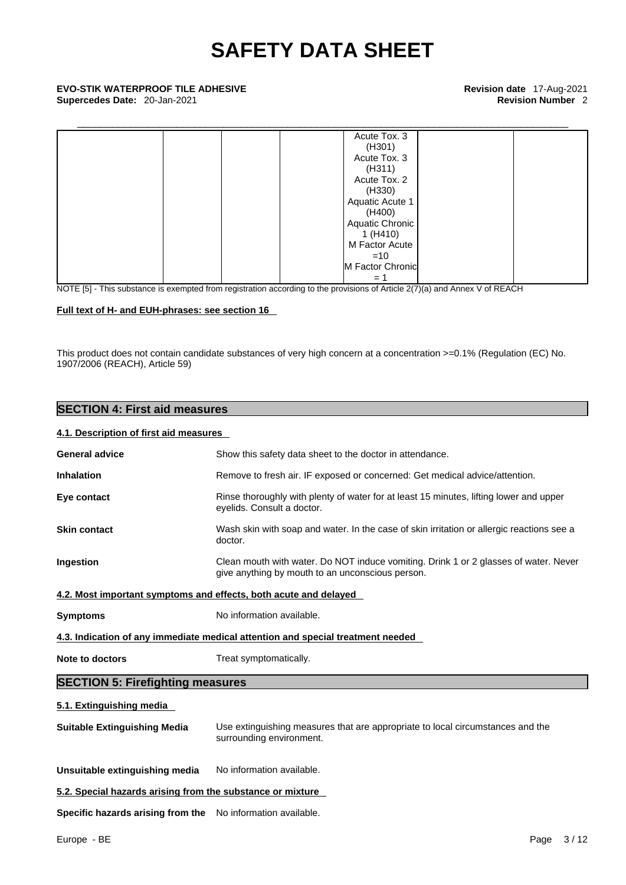|  |  |  |  | Acute Tox. 3 (H301) Acute Tox. 3 (H311) Acute Tox. 2 (H330) Aquatic Acute 1 (H400) Aquatic Chronic 1 (H410) M Factor Acute =10 M Factor Chronic = 1 |  |  |
|---|---|---|---|---|---|---|

NOTE [5] - This substance is exempted from registration according to the provisions of Article 2(7)(a) and Annex V of REACH

**Full text of H- and EUH-phrases: see section 16**

This product does not contain candidate substances of very high concern at a concentration >=0.1% (Regulation (EC) No. 1907/2006 (REACH), Article 59)

## SECTION 4: First aid measures

### 4.1. Description of first aid measures

**General advice** Show this safety data sheet to the doctor in attendance.

**Inhalation** Remove to fresh air. IF exposed or concerned: Get medical advice/attention.

**Eye contact** Rinse thoroughly with plenty of water for at least 15 minutes, lifting lower and upper eyelids. Consult a doctor.

**Skin contact** Wash skin with soap and water. In the case of skin irritation or allergic reactions see a doctor.

**Ingestion** Clean mouth with water. Do NOT induce vomiting. Drink 1 or 2 glasses of water. Never give anything by mouth to an unconscious person.

### 4.2. Most important symptoms and effects, both acute and delayed

**Symptoms** No information available.

### 4.3. Indication of any immediate medical attention and special treatment needed

**Note to doctors** Treat symptomatically.

## SECTION 5: Firefighting measures

### 5.1. Extinguishing media

**Suitable Extinguishing Media** Use extinguishing measures that are appropriate to local circumstances and the surrounding environment.

**Unsuitable extinguishing media** No information available.

### 5.2. Special hazards arising from the substance or mixture

**Specific hazards arising from the** No information available.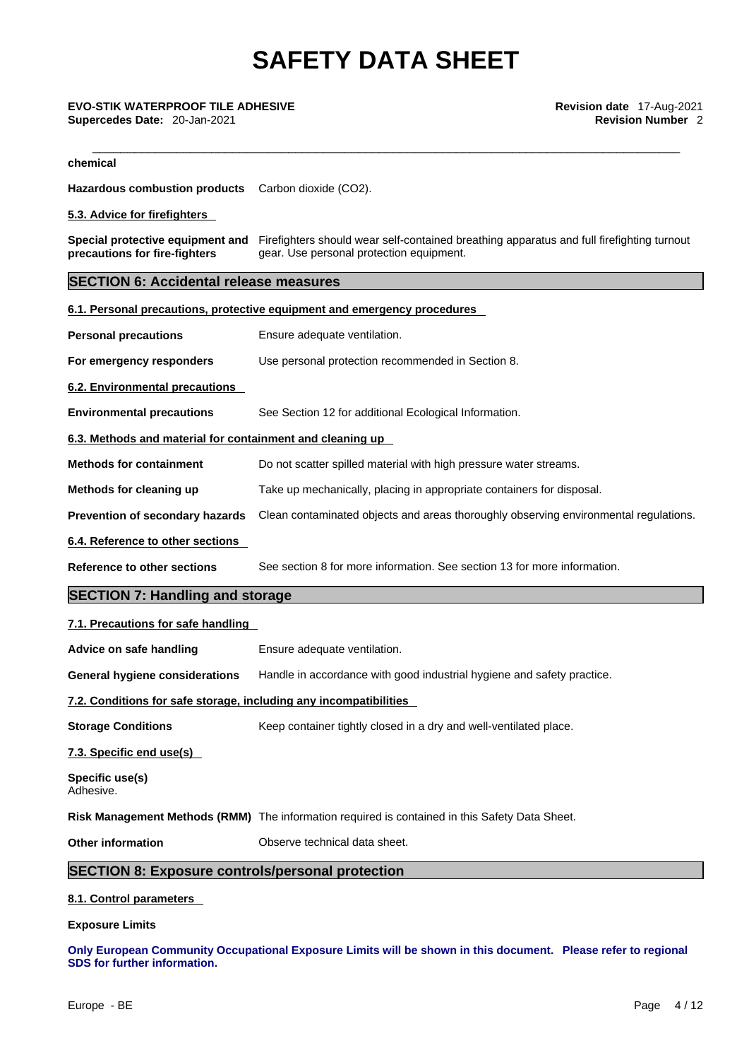chemical

**Hazardous combustion products** Carbon dioxide ($CO_2$).

**5.3. Advice for firefighters**

**Special protective equipment and precautions for fire-fighters** Firefighters should wear self-contained breathing apparatus and full firefighting turnout gear. Use personal protection equipment.

## SECTION 6: Accidental release measures

**6.1. Personal precautions, protective equipment and emergency procedures**

**Personal precautions** Ensure adequate ventilation.

**For emergency responders** Use personal protection recommended in Section 8.

**6.2. Environmental precautions**

**Environmental precautions** See Section 12 for additional Ecological Information.

**6.3. Methods and material for containment and cleaning up**

**Methods for containment** Do not scatter spilled material with high pressure water streams.

**Methods for cleaning up** Take up mechanically, placing in appropriate containers for disposal.

**Prevention of secondary hazards** Clean contaminated objects and areas thoroughly observing environmental regulations.

**6.4. Reference to other sections**

**Reference to other sections** See section 8 for more information. See section 13 for more information.

## SECTION 7: Handling and storage

**7.1. Precautions for safe handling**

**Advice on safe handling** Ensure adequate ventilation.

**General hygiene considerations** Handle in accordance with good industrial hygiene and safety practice.

**7.2. Conditions for safe storage, including any incompatibilities**

**Storage Conditions** Keep container tightly closed in a dry and well-ventilated place.

**7.3. Specific end use(s)**

**Specific use(s)**
Adhesive.

**Risk Management Methods (RMM)** The information required is contained in this Safety Data Sheet.

**Other information** Observe technical data sheet.

## SECTION 8: Exposure controls/personal protection

**8.1. Control parameters**

**Exposure Limits**

**Only European Community Occupational Exposure Limits will be shown in this document. Please refer to regional SDS for further information.**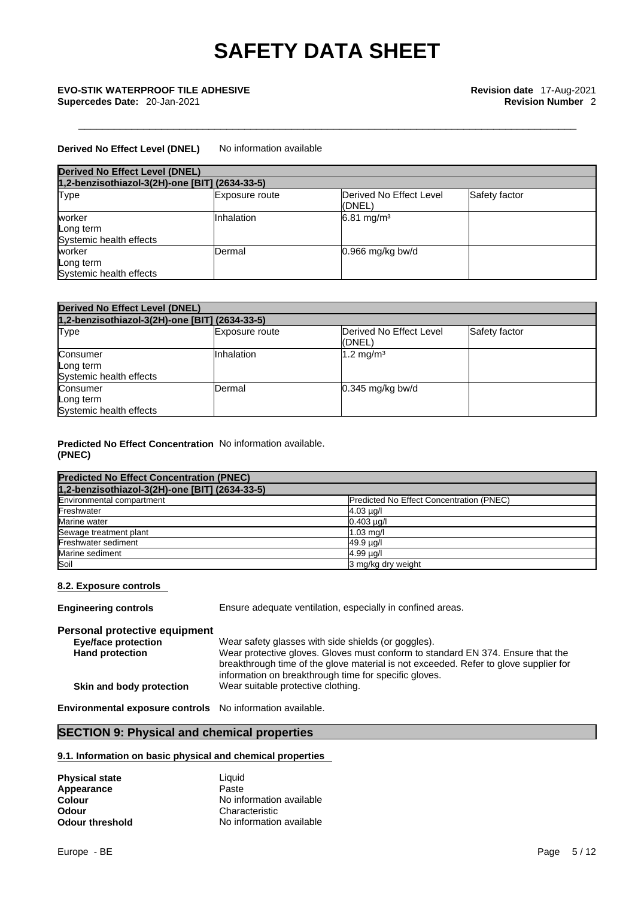**Derived No Effect Level (DNEL)** No information available

| Derived No Effect Level (DNEL) | | | |
|---|---|---|---|
| 1,2-benzisothiazol-3(2H)-one [BIT] (2634-33-5) | | | |
| Type | Exposure route | Derived No Effect Level (DNEL) | Safety factor |
| worker<br>Long term<br>Systemic health effects | Inhalation | 6.81 mg/m³ | |
| worker<br>Long term<br>Systemic health effects | Dermal | 0.966 mg/kg bw/d | |

| Derived No Effect Level (DNEL) | | | |
|---|---|---|---|
| 1,2-benzisothiazol-3(2H)-one [BIT] (2634-33-5) | | | |
| Type | Exposure route | Derived No Effect Level (DNEL) | Safety factor |
| Consumer<br>Long term<br>Systemic health effects | Inhalation | 1.2 mg/m³ | |
| Consumer<br>Long term<br>Systemic health effects | Dermal | 0.345 mg/kg bw/d | |

**Predicted No Effect Concentration (PNEC)** No information available.

| Predicted No Effect Concentration (PNEC) | |
|---|---|
| 1,2-benzisothiazol-3(2H)-one [BIT] (2634-33-5) | |
| Environmental compartment | Predicted No Effect Concentration (PNEC) |
| Freshwater | 4.03 µg/l |
| Marine water | 0.403 µg/l |
| Sewage treatment plant | 1.03 mg/l |
| Freshwater sediment | 49.9 µg/l |
| Marine sediment | 4.99 µg/l |
| Soil | 3 mg/kg dry weight |

### 8.2. Exposure controls

**Engineering controls** Ensure adequate ventilation, especially in confined areas.

**Personal protective equipment**

**Eye/face protection** Wear safety glasses with side shields (or goggles).

**Hand protection** Wear protective gloves. Gloves must conform to standard EN 374. Ensure that the breakthrough time of the glove material is not exceeded. Refer to glove supplier for information on breakthrough time for specific gloves.

**Skin and body protection** Wear suitable protective clothing.

**Environmental exposure controls** No information available.

## SECTION 9: Physical and chemical properties

### 9.1. Information on basic physical and chemical properties

**Physical state** Liquid
**Appearance** Paste
**Colour** No information available
**Odour** Characteristic
**Odour threshold** No information available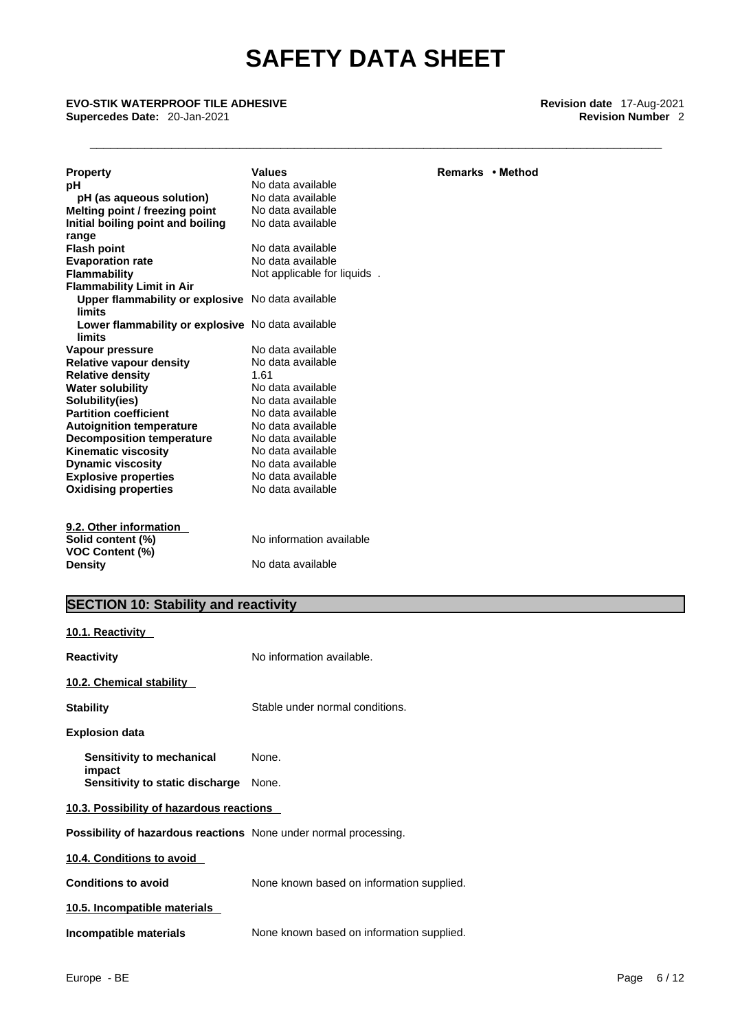| Property | Values | Remarks • Method |
|---|---|---|
| **pH** | No data available | |
| **pH (as aqueous solution)** | No data available | |
| **Melting point / freezing point** | No data available | |
| **Initial boiling point and boiling range** | No data available | |
| **Flash point** | No data available | |
| **Evaporation rate** | No data available | |
| **Flammability** | Not applicable for liquids . | |
| **Flammability Limit in Air** | | |
| **Upper flammability or explosive limits** | No data available | |
| **Lower flammability or explosive limits** | No data available | |
| **Vapour pressure** | No data available | |
| **Relative vapour density** | No data available | |
| **Relative density** | 1.61 | |
| **Water solubility** | No data available | |
| **Solubility(ies)** | No data available | |
| **Partition coefficient** | No data available | |
| **Autoignition temperature** | No data available | |
| **Decomposition temperature** | No data available | |
| **Kinematic viscosity** | No data available | |
| **Dynamic viscosity** | No data available | |
| **Explosive properties** | No data available | |
| **Oxidising properties** | No data available | |

**9.2. Other information**

| | |
|---|---|
| **Solid content (%)** | No information available |
| **VOC Content (%)** | |
| **Density** | No data available |

## SECTION 10: Stability and reactivity

**10.1. Reactivity**

**Reactivity** No information available.

**10.2. Chemical stability**

**Stability** Stable under normal conditions.

**Explosion data**

**Sensitivity to mechanical impact** None.

**Sensitivity to static discharge** None.

**10.3. Possibility of hazardous reactions**

**Possibility of hazardous reactions** None under normal processing.

**10.4. Conditions to avoid**

**Conditions to avoid** None known based on information supplied.

**10.5. Incompatible materials**

**Incompatible materials** None known based on information supplied.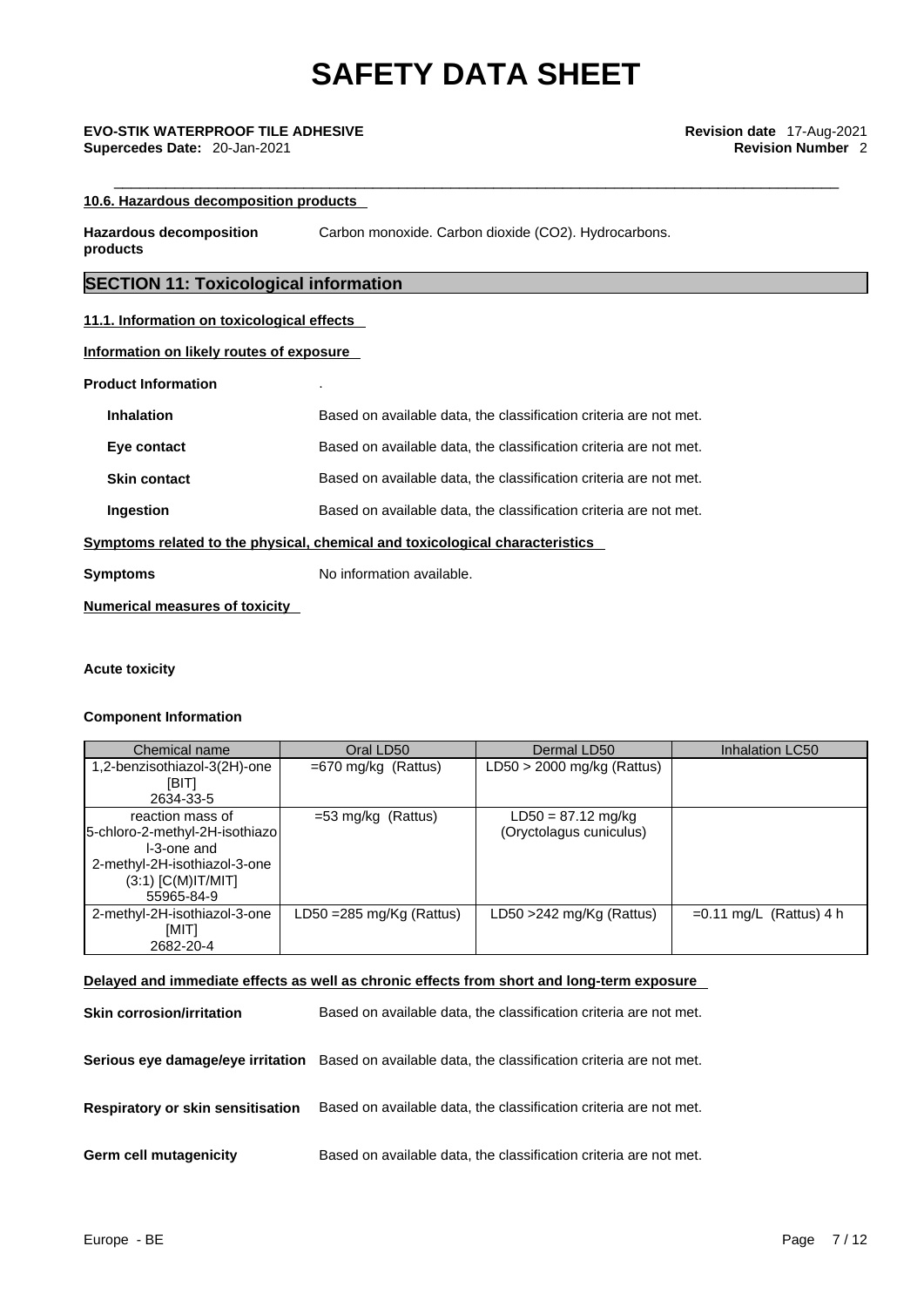# SAFETY DATA SHEET

**EVO-STIK WATERPROOF TILE ADHESIVE**
**Supercedes Date:** 20-Jan-2021

**Revision date** 17-Aug-2021
**Revision Number** 2

**10.6. Hazardous decomposition products**

**Hazardous decomposition products** Carbon monoxide. Carbon dioxide (CO2). Hydrocarbons.

## SECTION 11: Toxicological information

**11.1. Information on toxicological effects**

**Information on likely routes of exposure**

**Product Information** .

**Inhalation** Based on available data, the classification criteria are not met.

**Eye contact** Based on available data, the classification criteria are not met.

**Skin contact** Based on available data, the classification criteria are not met.

**Ingestion** Based on available data, the classification criteria are not met.

**Symptoms related to the physical, chemical and toxicological characteristics**

**Symptoms** No information available.

**Numerical measures of toxicity**

**Acute toxicity**

**Component Information**

| Chemical name | Oral LD50 | Dermal LD50 | Inhalation LC50 |
|---|---|---|---|
| 1,2-benzisothiazol-3(2H)-one [BIT] 2634-33-5 | =670 mg/kg (Rattus) | LD50 > 2000 mg/kg (Rattus) | |
| reaction mass of 5-chloro-2-methyl-2H-isothiazol-3-one and 2-methyl-2H-isothiazol-3-one (3:1) [C(M)IT/MIT] 55965-84-9 | =53 mg/kg (Rattus) | LD50 = 87.12 mg/kg (Oryctolagus cuniculus) | |
| 2-methyl-2H-isothiazol-3-one [MIT] 2682-20-4 | LD50 =285 mg/Kg (Rattus) | LD50 >242 mg/Kg (Rattus) | =0.11 mg/L (Rattus) 4 h |

**Delayed and immediate effects as well as chronic effects from short and long-term exposure**

**Skin corrosion/irritation** Based on available data, the classification criteria are not met.

**Serious eye damage/eye irritation** Based on available data, the classification criteria are not met.

**Respiratory or skin sensitisation** Based on available data, the classification criteria are not met.

**Germ cell mutagenicity** Based on available data, the classification criteria are not met.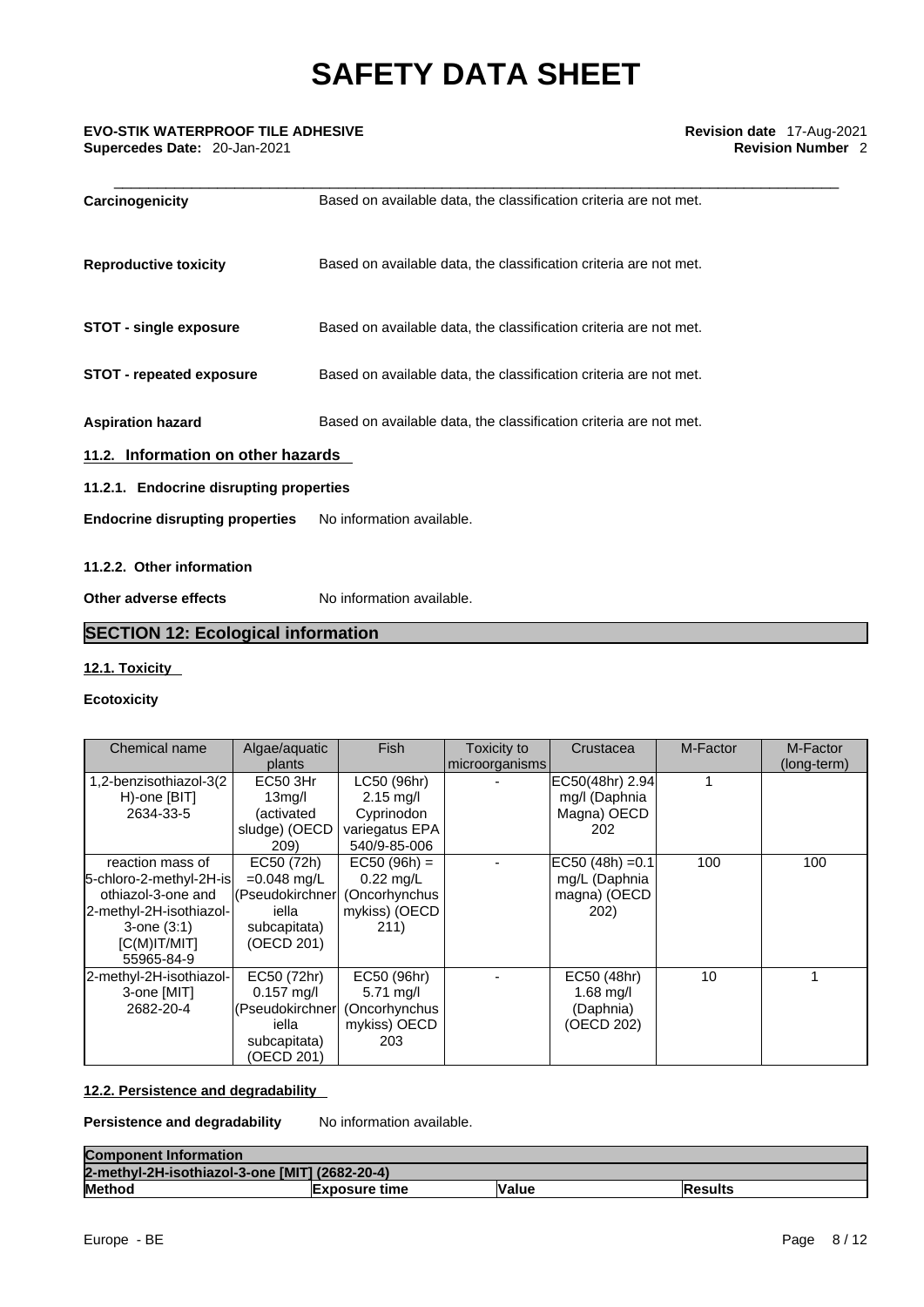| | |
|---|---|
| **Carcinogenicity** | Based on available data, the classification criteria are not met. |
| **Reproductive toxicity** | Based on available data, the classification criteria are not met. |
| **STOT - single exposure** | Based on available data, the classification criteria are not met. |
| **STOT - repeated exposure** | Based on available data, the classification criteria are not met. |
| **Aspiration hazard** | Based on available data, the classification criteria are not met. |

### 11.2. Information on other hazards

#### 11.2.1. Endocrine disrupting properties

**Endocrine disrupting properties** No information available.

#### 11.2.2. Other information

**Other adverse effects** No information available.

## SECTION 12: Ecological information

### 12.1. Toxicity

**Ecotoxicity**

| Chemical name | Algae/aquatic plants | Fish | Toxicity to microorganisms | Crustacea | M-Factor | M-Factor (long-term) |
|---|---|---|---|---|---|---|
| 1,2-benzisothiazol-3(2H)-one [BIT] 2634-33-5 | EC50 3Hr 13mg/l (activated sludge) (OECD 209) | LC50 (96hr) 2.15 mg/l Cyprinodon variegatus EPA 540/9-85-006 | - | EC50(48hr) 2.94 mg/l (Daphnia Magna) OECD 202 | 1 | |
| reaction mass of 5-chloro-2-methyl-2H-isothiazol-3-one and 2-methyl-2H-isothiazol-3-one (3:1) [C(M)IT/MIT] 55965-84-9 | EC50 (72h) =0.048 mg/L (Pseudokirchneriella subcapitata) (OECD 201) | EC50 (96h) = 0.22 mg/L (Oncorhynchus mykiss) (OECD 211) | - | EC50 (48h) =0.1 mg/L (Daphnia magna) (OECD 202) | 100 | 100 |
| 2-methyl-2H-isothiazol-3-one [MIT] 2682-20-4 | EC50 (72hr) 0.157 mg/l (Pseudokirchneriella subcapitata) (OECD 201) | EC50 (96hr) 5.71 mg/l (Oncorhynchus mykiss) OECD 203 | - | EC50 (48hr) 1.68 mg/l (Daphnia) (OECD 202) | 10 | 1 |

### 12.2. Persistence and degradability

**Persistence and degradability** No information available.

| **Component Information** | | | |
|---|---|---|---|
| **2-methyl-2H-isothiazol-3-one [MIT] (2682-20-4)** | | | |
| **Method** | **Exposure time** | **Value** | **Results** |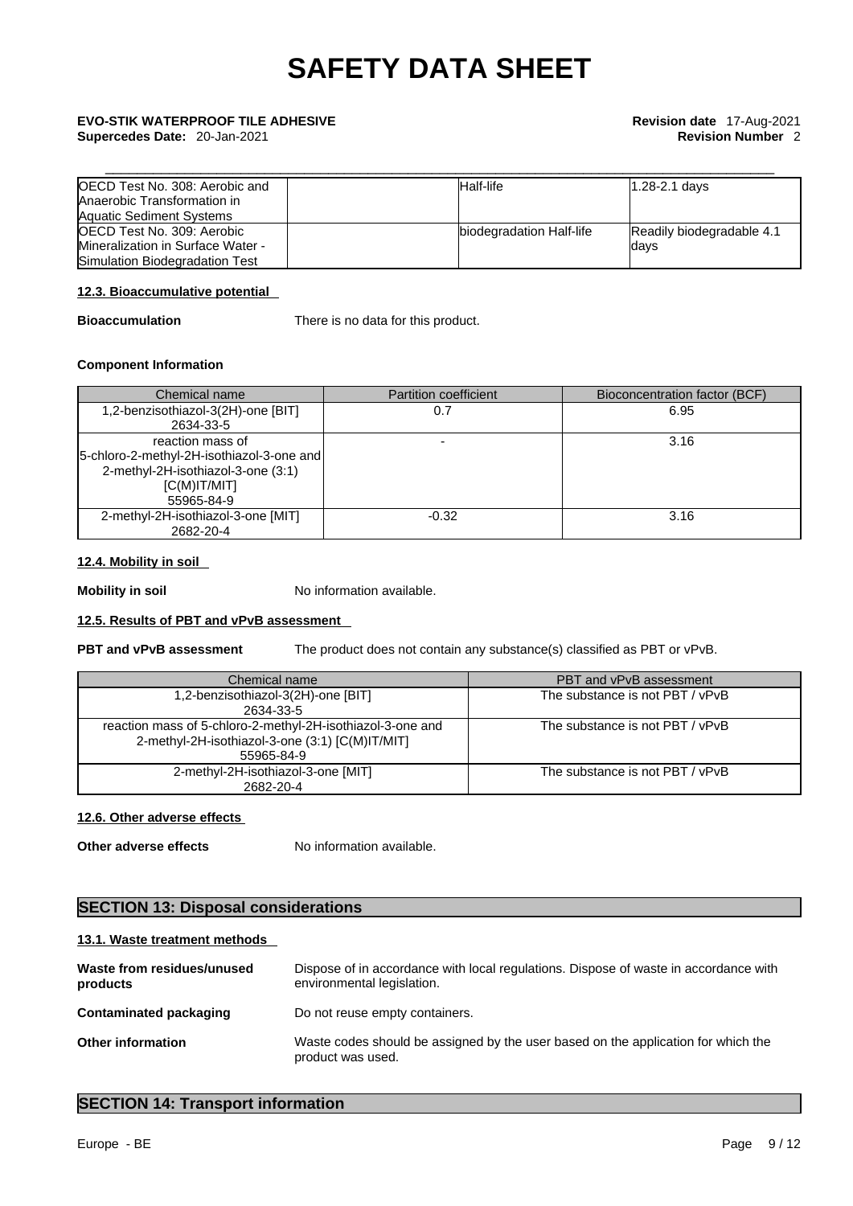| OECD Test No. 308: Aerobic and Anaerobic Transformation in Aquatic Sediment Systems | | Half-life | 1.28-2.1 days |
|---|---|---|---|
| OECD Test No. 309: Aerobic Mineralization in Surface Water - Simulation Biodegradation Test | | biodegradation Half-life | Readily biodegradable 4.1 days |

#### 12.3. Bioaccumulative potential

**Bioaccumulation** There is no data for this product.

**Component Information**

| Chemical name | Partition coefficient | Bioconcentration factor (BCF) |
|---|---|---|
| 1,2-benzisothiazol-3(2H)-one [BIT] 2634-33-5 | 0.7 | 6.95 |
| reaction mass of 5-chloro-2-methyl-2H-isothiazol-3-one and 2-methyl-2H-isothiazol-3-one (3:1) [C(M)IT/MIT] 55965-84-9 | - | 3.16 |
| 2-methyl-2H-isothiazol-3-one [MIT] 2682-20-4 | -0.32 | 3.16 |

#### 12.4. Mobility in soil

**Mobility in soil** No information available.

#### 12.5. Results of PBT and vPvB assessment

**PBT and vPvB assessment** The product does not contain any substance(s) classified as PBT or vPvB.

| Chemical name | PBT and vPvB assessment |
|---|---|
| 1,2-benzisothiazol-3(2H)-one [BIT] 2634-33-5 | The substance is not PBT / vPvB |
| reaction mass of 5-chloro-2-methyl-2H-isothiazol-3-one and 2-methyl-2H-isothiazol-3-one (3:1) [C(M)IT/MIT] 55965-84-9 | The substance is not PBT / vPvB |
| 2-methyl-2H-isothiazol-3-one [MIT] 2682-20-4 | The substance is not PBT / vPvB |

#### 12.6. Other adverse effects

**Other adverse effects** No information available.

## SECTION 13: Disposal considerations

#### 13.1. Waste treatment methods

**Waste from residues/unused products** Dispose of in accordance with local regulations. Dispose of waste in accordance with environmental legislation.

**Contaminated packaging** Do not reuse empty containers.

**Other information** Waste codes should be assigned by the user based on the application for which the product was used.

## SECTION 14: Transport information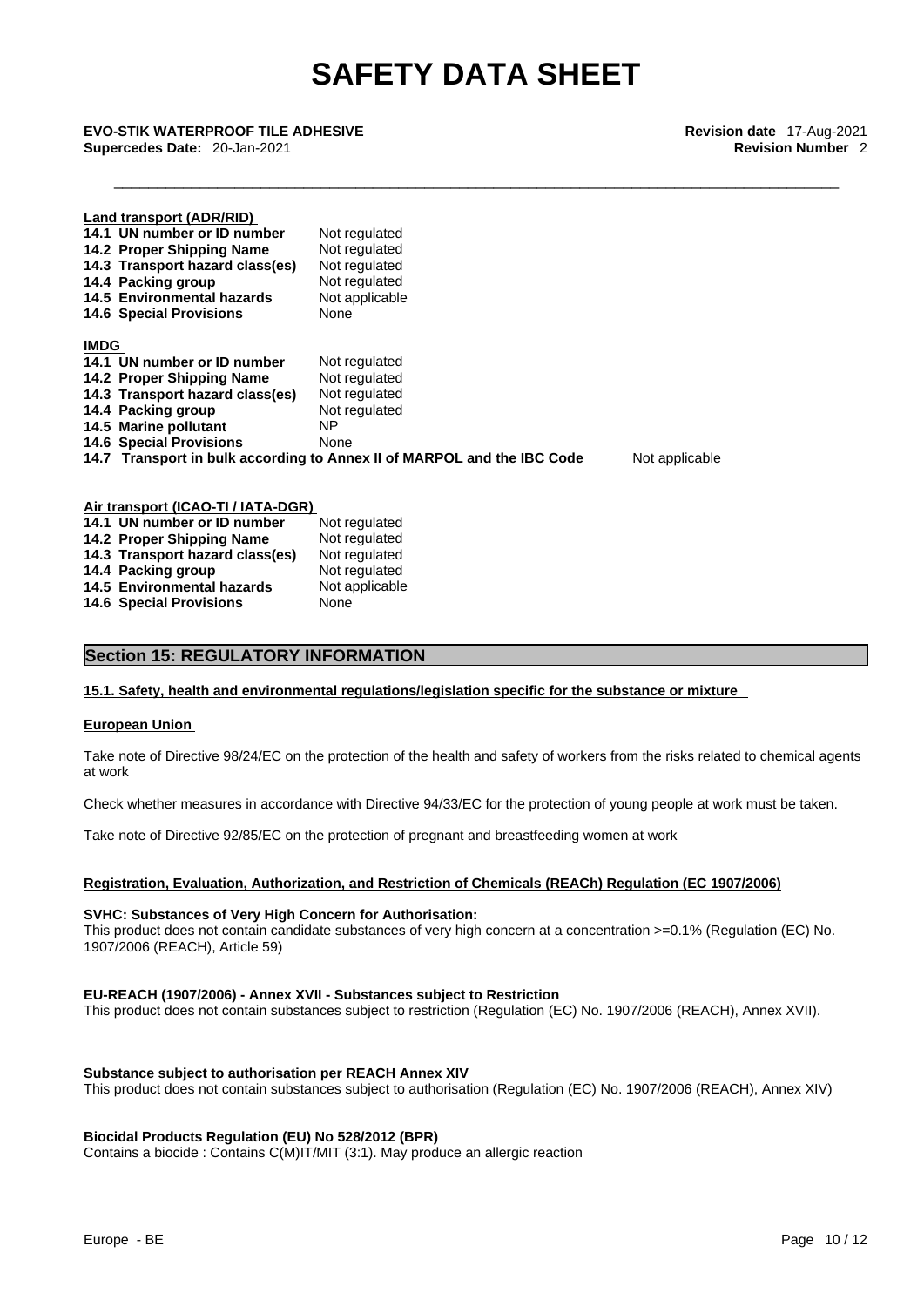**Land transport (ADR/RID)**

| | |
|---|---|
| **14.1 UN number or ID number** | Not regulated |
| **14.2 Proper Shipping Name** | Not regulated |
| **14.3 Transport hazard class(es)** | Not regulated |
| **14.4 Packing group** | Not regulated |
| **14.5 Environmental hazards** | Not applicable |
| **14.6 Special Provisions** | None |

**IMDG**

| | |
|---|---|
| **14.1 UN number or ID number** | Not regulated |
| **14.2 Proper Shipping Name** | Not regulated |
| **14.3 Transport hazard class(es)** | Not regulated |
| **14.4 Packing group** | Not regulated |
| **14.5 Marine pollutant** | NP |
| **14.6 Special Provisions** | None |
| **14.7 Transport in bulk according to Annex II of MARPOL and the IBC Code** | Not applicable |

**Air transport (ICAO-TI / IATA-DGR)**

| | |
|---|---|
| **14.1 UN number or ID number** | Not regulated |
| **14.2 Proper Shipping Name** | Not regulated |
| **14.3 Transport hazard class(es)** | Not regulated |
| **14.4 Packing group** | Not regulated |
| **14.5 Environmental hazards** | Not applicable |
| **14.6 Special Provisions** | None |

## Section 15: REGULATORY INFORMATION

**15.1. Safety, health and environmental regulations/legislation specific for the substance or mixture**

**European Union**

Take note of Directive 98/24/EC on the protection of the health and safety of workers from the risks related to chemical agents at work

Check whether measures in accordance with Directive 94/33/EC for the protection of young people at work must be taken.

Take note of Directive 92/85/EC on the protection of pregnant and breastfeeding women at work

**Registration, Evaluation, Authorization, and Restriction of Chemicals (REACh) Regulation (EC 1907/2006)**

**SVHC: Substances of Very High Concern for Authorisation:**
This product does not contain candidate substances of very high concern at a concentration >=0.1% (Regulation (EC) No. 1907/2006 (REACH), Article 59)

**EU-REACH (1907/2006) - Annex XVII - Substances subject to Restriction**
This product does not contain substances subject to restriction (Regulation (EC) No. 1907/2006 (REACH), Annex XVII).

**Substance subject to authorisation per REACH Annex XIV**
This product does not contain substances subject to authorisation (Regulation (EC) No. 1907/2006 (REACH), Annex XIV)

**Biocidal Products Regulation (EU) No 528/2012 (BPR)**
Contains a biocide : Contains C(M)IT/MIT (3:1). May produce an allergic reaction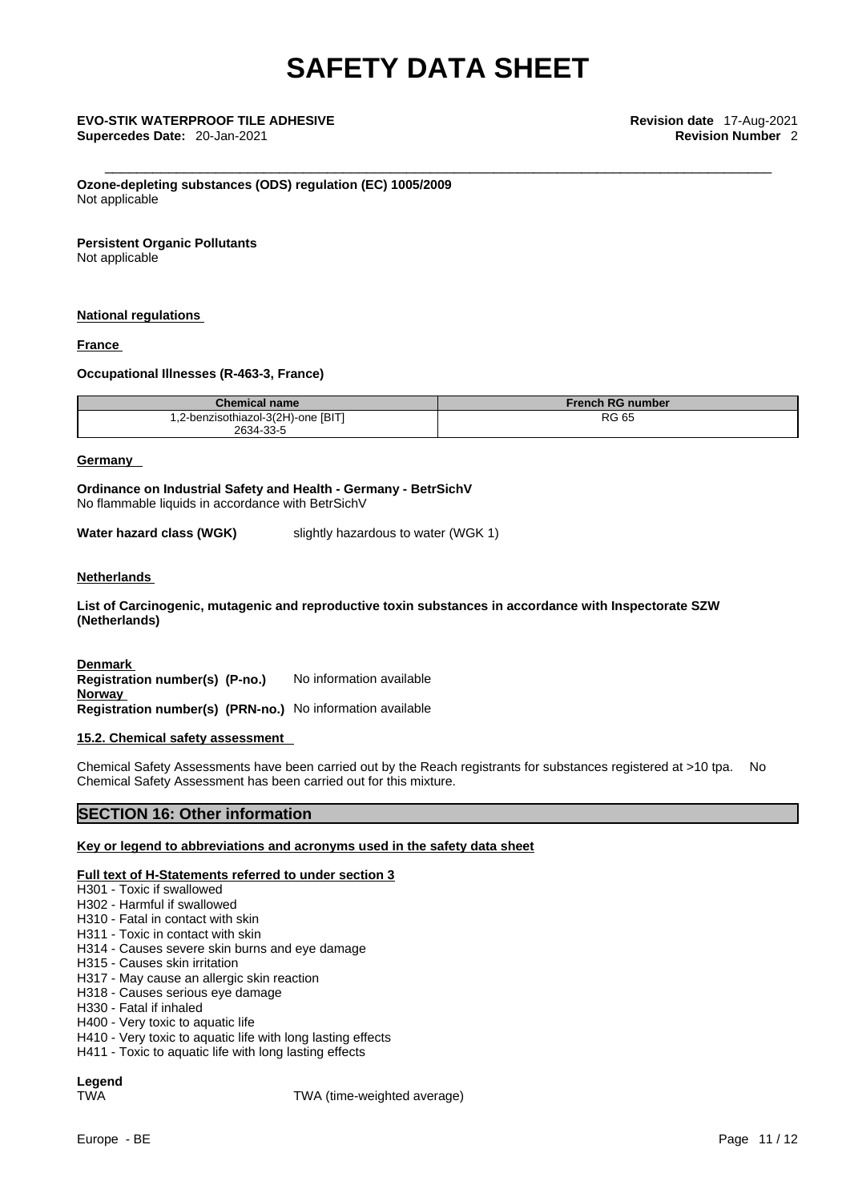**Ozone-depleting substances (ODS) regulation (EC) 1005/2009**
Not applicable

**Persistent Organic Pollutants**
Not applicable

**National regulations**

**France**

**Occupational Illnesses (R-463-3, France)**

| Chemical name | French RG number |
| --- | --- |
| 1,2-benzisothiazol-3(2H)-one [BIT] 2634-33-5 | RG 65 |

**Germany**

**Ordinance on Industrial Safety and Health - Germany - BetrSichV**
No flammable liquids in accordance with BetrSichV

**Water hazard class (WGK)** slightly hazardous to water (WGK 1)

**Netherlands**

**List of Carcinogenic, mutagenic and reproductive toxin substances in accordance with Inspectorate SZW (Netherlands)**

**Denmark**
**Registration number(s) (P-no.)** No information available
**Norway**
**Registration number(s) (PRN-no.)** No information available

**15.2. Chemical safety assessment**

Chemical Safety Assessments have been carried out by the Reach registrants for substances registered at >10 tpa. No Chemical Safety Assessment has been carried out for this mixture.

## SECTION 16: Other information

**Key or legend to abbreviations and acronyms used in the safety data sheet**

**Full text of H-Statements referred to under section 3**

H301 - Toxic if swallowed
H302 - Harmful if swallowed
H310 - Fatal in contact with skin
H311 - Toxic in contact with skin
H314 - Causes severe skin burns and eye damage
H315 - Causes skin irritation
H317 - May cause an allergic skin reaction
H318 - Causes serious eye damage
H330 - Fatal if inhaled
H400 - Very toxic to aquatic life
H410 - Very toxic to aquatic life with long lasting effects
H411 - Toxic to aquatic life with long lasting effects

**Legend**
TWA TWA (time-weighted average)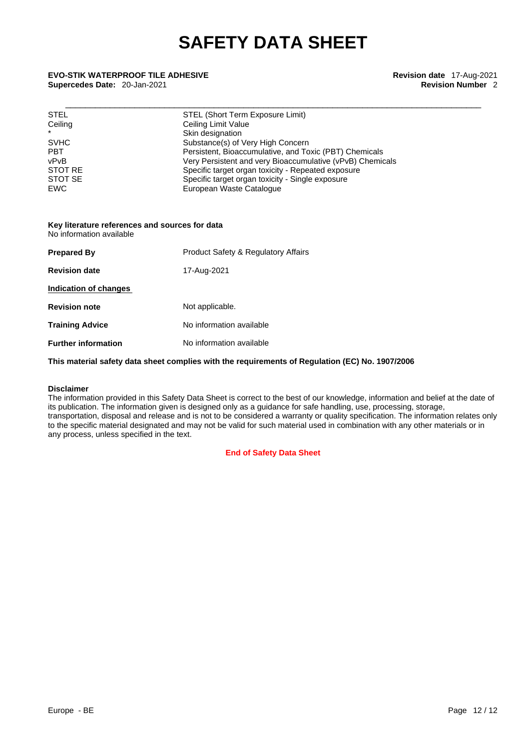| | |
|---|---|
| STEL | STEL (Short Term Exposure Limit) |
| Ceiling | Ceiling Limit Value |
| * | Skin designation |
| SVHC | Substance(s) of Very High Concern |
| PBT | Persistent, Bioaccumulative, and Toxic (PBT) Chemicals |
| vPvB | Very Persistent and very Bioaccumulative (vPvB) Chemicals |
| STOT RE | Specific target organ toxicity - Repeated exposure |
| STOT SE | Specific target organ toxicity - Single exposure |
| EWC | European Waste Catalogue |

**Key literature references and sources for data**
No information available

**Prepared By** Product Safety & Regulatory Affairs

**Revision date** 17-Aug-2021

**Indication of changes**

**Revision note** Not applicable.

**Training Advice** No information available

**Further information** No information available

**This material safety data sheet complies with the requirements of Regulation (EC) No. 1907/2006**

**Disclaimer**
The information provided in this Safety Data Sheet is correct to the best of our knowledge, information and belief at the date of its publication. The information given is designed only as a guidance for safe handling, use, processing, storage, transportation, disposal and release and is not to be considered a warranty or quality specification. The information relates only to the specific material designated and may not be valid for such material used in combination with any other materials or in any process, unless specified in the text.

**End of Safety Data Sheet**